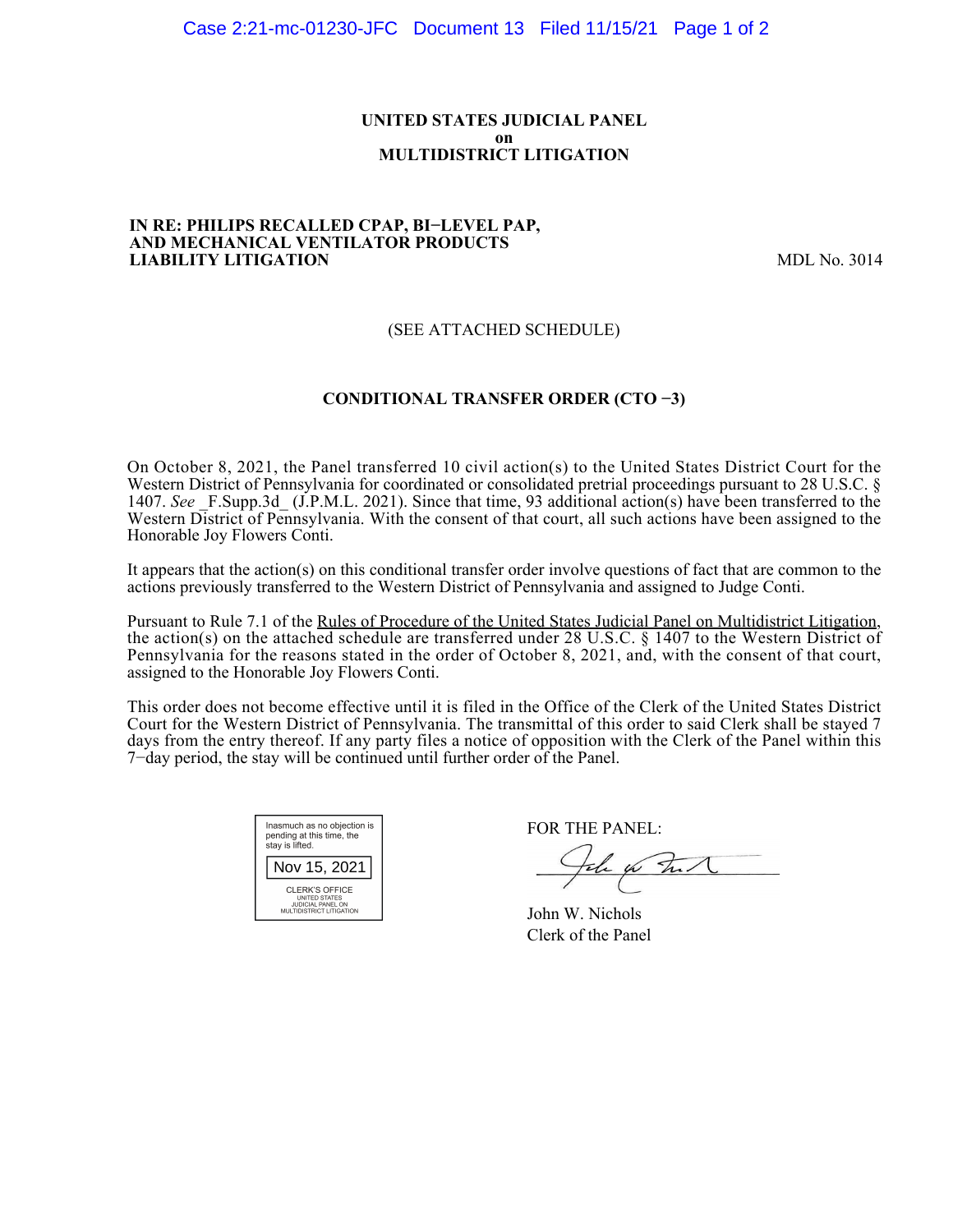**UNITED STATES JUDICIAL PANEL**
**on**
**MULTIDISTRICT LITIGATION**

**IN RE: PHILIPS RECALLED CPAP, BI−LEVEL PAP, AND MECHANICAL VENTILATOR PRODUCTS LIABILITY LITIGATION** — MDL No. 3014

(SEE ATTACHED SCHEDULE)

**CONDITIONAL TRANSFER ORDER (CTO −3)**

On October 8, 2021, the Panel transferred 10 civil action(s) to the United States District Court for the Western District of Pennsylvania for coordinated or consolidated pretrial proceedings pursuant to 28 U.S.C. § 1407. *See* _F.Supp.3d_ (J.P.M.L. 2021). Since that time, 93 additional action(s) have been transferred to the Western District of Pennsylvania. With the consent of that court, all such actions have been assigned to the Honorable Joy Flowers Conti.

It appears that the action(s) on this conditional transfer order involve questions of fact that are common to the actions previously transferred to the Western District of Pennsylvania and assigned to Judge Conti.

Pursuant to Rule 7.1 of the Rules of Procedure of the United States Judicial Panel on Multidistrict Litigation, the action(s) on the attached schedule are transferred under 28 U.S.C. § 1407 to the Western District of Pennsylvania for the reasons stated in the order of October 8, 2021, and, with the consent of that court, assigned to the Honorable Joy Flowers Conti.

This order does not become effective until it is filed in the Office of the Clerk of the United States District Court for the Western District of Pennsylvania. The transmittal of this order to said Clerk shall be stayed 7 days from the entry thereof. If any party files a notice of opposition with the Clerk of the Panel within this 7−day period, the stay will be continued until further order of the Panel.

Inasmuch as no objection is pending at this time, the stay is lifted.

Nov 15, 2021

CLERK'S OFFICE
UNITED STATES
JUDICIAL PANEL ON
MULTIDISTRICT LITIGATION

FOR THE PANEL:

John W. Nichols
Clerk of the Panel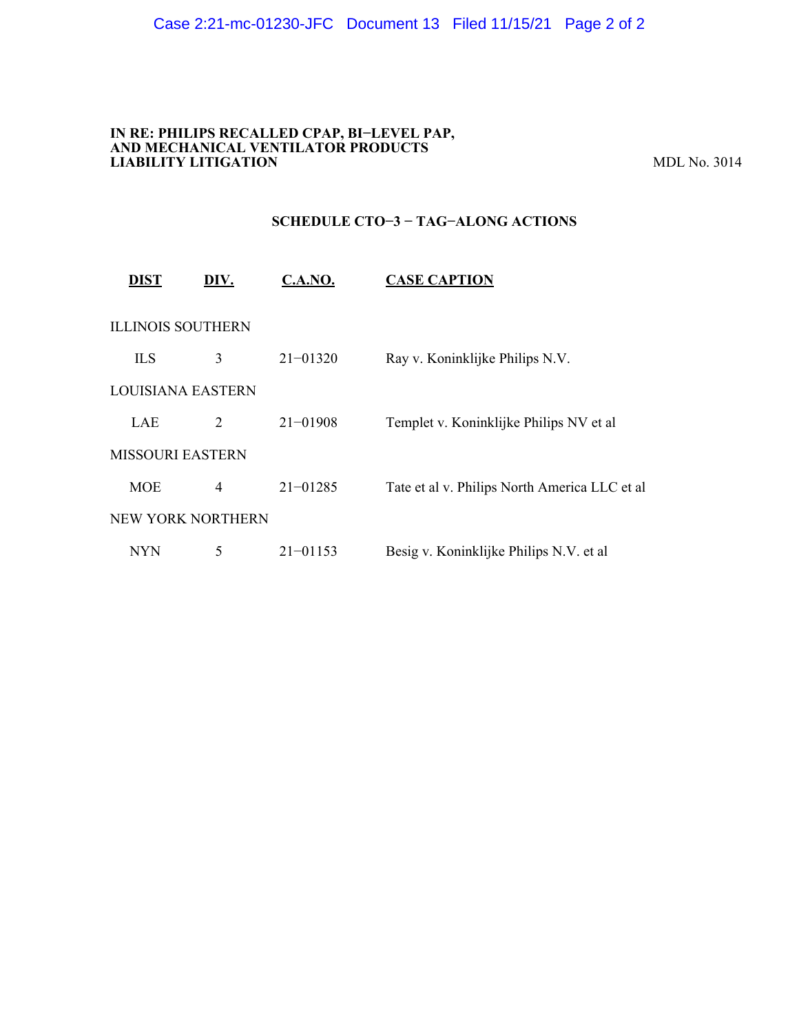**IN RE: PHILIPS RECALLED CPAP, BI−LEVEL PAP, AND MECHANICAL VENTILATOR PRODUCTS LIABILITY LITIGATION** MDL No. 3014

**SCHEDULE CTO−3 − TAG−ALONG ACTIONS**

| DIST | DIV. | C.A.NO. | CASE CAPTION |
|---|---|---|---|
| ILLINOIS SOUTHERN | | | |
| ILS | 3 | 21−01320 | Ray v. Koninklijke Philips N.V. |
| LOUISIANA EASTERN | | | |
| LAE | 2 | 21−01908 | Templet v. Koninklijke Philips NV et al |
| MISSOURI EASTERN | | | |
| MOE | 4 | 21−01285 | Tate et al v. Philips North America LLC et al |
| NEW YORK NORTHERN | | | |
| NYN | 5 | 21−01153 | Besig v. Koninklijke Philips N.V. et al |